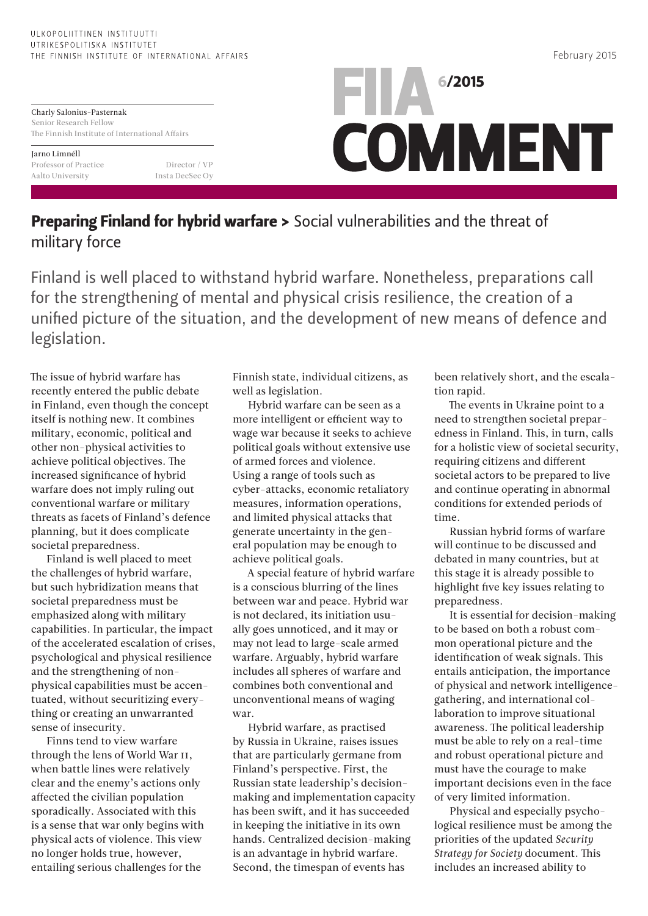ULKOPOLIITTINEN INSTITUUTTI
UTRIKESPOLITISKA INSTITUTET
THE FINNISH INSTITUTE OF INTERNATIONAL AFFAIRS

February 2015

**FIIA COMMENT 6/2015**

Charly Salonius-Pasternak
Senior Research Fellow
The Finnish Institute of International Affairs

Jarno Limnéll
Professor of Practice, Aalto University
Director / VP, Insta DecSec Oy

# Preparing Finland for hybrid warfare > Social vulnerabilities and the threat of military force

Finland is well placed to withstand hybrid warfare. Nonetheless, preparations call for the strengthening of mental and physical crisis resilience, the creation of a unified picture of the situation, and the development of new means of defence and legislation.

The issue of hybrid warfare has recently entered the public debate in Finland, even though the concept itself is nothing new. It combines military, economic, political and other non-physical activities to achieve political objectives. The increased significance of hybrid warfare does not imply ruling out conventional warfare or military threats as facets of Finland's defence planning, but it does complicate societal preparedness.

Finland is well placed to meet the challenges of hybrid warfare, but such hybridization means that societal preparedness must be emphasized along with military capabilities. In particular, the impact of the accelerated escalation of crises, psychological and physical resilience and the strengthening of non-physical capabilities must be accentuated, without securitizing everything or creating an unwarranted sense of insecurity.

Finns tend to view warfare through the lens of World War II, when battle lines were relatively clear and the enemy's actions only affected the civilian population sporadically. Associated with this is a sense that war only begins with physical acts of violence. This view no longer holds true, however, entailing serious challenges for the Finnish state, individual citizens, as well as legislation.

Hybrid warfare can be seen as a more intelligent or efficient way to wage war because it seeks to achieve political goals without extensive use of armed forces and violence. Using a range of tools such as cyber-attacks, economic retaliatory measures, information operations, and limited physical attacks that generate uncertainty in the general population may be enough to achieve political goals.

A special feature of hybrid warfare is a conscious blurring of the lines between war and peace. Hybrid war is not declared, its initiation usually goes unnoticed, and it may or may not lead to large-scale armed warfare. Arguably, hybrid warfare includes all spheres of warfare and combines both conventional and unconventional means of waging war.

Hybrid warfare, as practised by Russia in Ukraine, raises issues that are particularly germane from Finland's perspective. First, the Russian state leadership's decision-making and implementation capacity has been swift, and it has succeeded in keeping the initiative in its own hands. Centralized decision-making is an advantage in hybrid warfare. Second, the timespan of events has been relatively short, and the escalation rapid.

The events in Ukraine point to a need to strengthen societal preparedness in Finland. This, in turn, calls for a holistic view of societal security, requiring citizens and different societal actors to be prepared to live and continue operating in abnormal conditions for extended periods of time.

Russian hybrid forms of warfare will continue to be discussed and debated in many countries, but at this stage it is already possible to highlight five key issues relating to preparedness.

It is essential for decision-making to be based on both a robust common operational picture and the identification of weak signals. This entails anticipation, the importance of physical and network intelligence-gathering, and international collaboration to improve situational awareness. The political leadership must be able to rely on a real-time and robust operational picture and must have the courage to make important decisions even in the face of very limited information.

Physical and especially psychological resilience must be among the priorities of the updated *Security Strategy for Society* document. This includes an increased ability to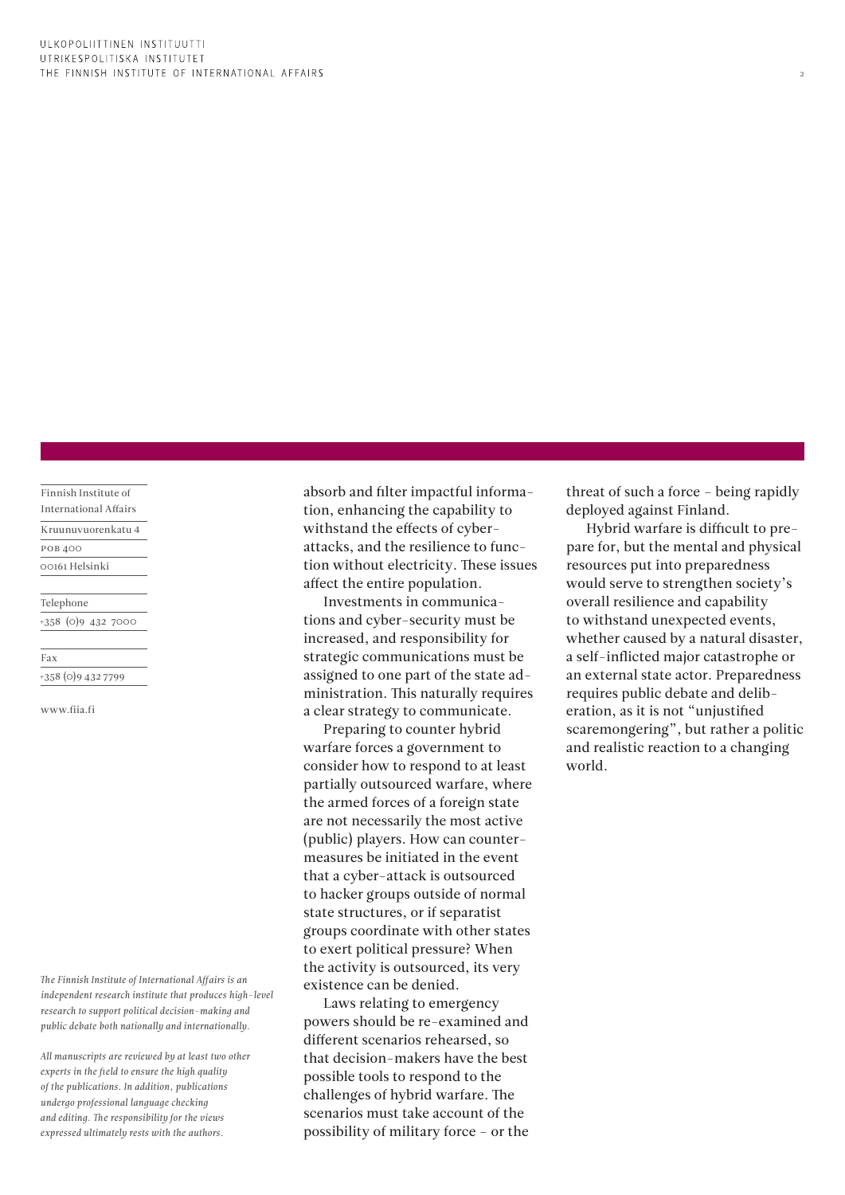absorb and filter impactful information, enhancing the capability to withstand the effects of cyber-attacks, and the resilience to function without electricity. These issues affect the entire population.

Investments in communications and cyber-security must be increased, and responsibility for strategic communications must be assigned to one part of the state administration. This naturally requires a clear strategy to communicate.

Preparing to counter hybrid warfare forces a government to consider how to respond to at least partially outsourced warfare, where the armed forces of a foreign state are not necessarily the most active (public) players. How can countermeasures be initiated in the event that a cyber-attack is outsourced to hacker groups outside of normal state structures, or if separatist groups coordinate with other states to exert political pressure? When the activity is outsourced, its very existence can be denied.

Laws relating to emergency powers should be re-examined and different scenarios rehearsed, so that decision-makers have the best possible tools to respond to the challenges of hybrid warfare. The scenarios must take account of the possibility of military force – or the threat of such a force – being rapidly deployed against Finland.

Hybrid warfare is difficult to prepare for, but the mental and physical resources put into preparedness would serve to strengthen society's overall resilience and capability to withstand unexpected events, whether caused by a natural disaster, a self-inflicted major catastrophe or an external state actor. Preparedness requires public debate and deliberation, as it is not "unjustified scaremongering", but rather a politic and realistic reaction to a changing world.

Finnish Institute of International Affairs
Kruunuvuorenkatu 4
POB 400
00161 Helsinki

Telephone
+358 (0)9 432 7000

Fax
+358 (0)9 432 7799

www.fiia.fi

*The Finnish Institute of International Affairs is an independent research institute that produces high-level research to support political decision-making and public debate both nationally and internationally.*

*All manuscripts are reviewed by at least two other experts in the field to ensure the high quality of the publications. In addition, publications undergo professional language checking and editing. The responsibility for the views expressed ultimately rests with the authors.*